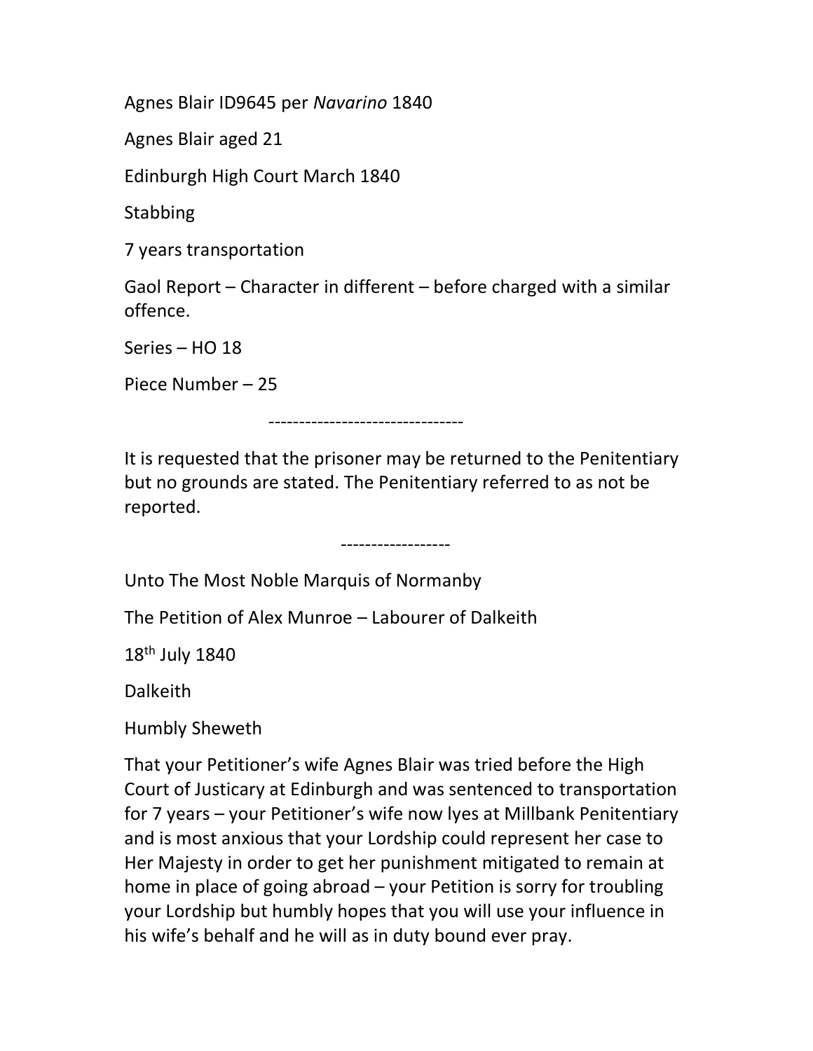Agnes Blair ID9645 per *Navarino* 1840

Agnes Blair aged 21

Edinburgh High Court March 1840

Stabbing

7 years transportation

Gaol Report – Character in different – before charged with a similar offence.

Series – HO 18

Piece Number – 25

--------------------------------

It is requested that the prisoner may be returned to the Penitentiary but no grounds are stated. The Penitentiary referred to as not be reported.

------------------

Unto The Most Noble Marquis of Normanby

The Petition of Alex Munroe – Labourer of Dalkeith

18th July 1840

Dalkeith

Humbly Sheweth

That your Petitioner's wife Agnes Blair was tried before the High Court of Justicary at Edinburgh and was sentenced to transportation for 7 years – your Petitioner's wife now lyes at Millbank Penitentiary and is most anxious that your Lordship could represent her case to Her Majesty in order to get her punishment mitigated to remain at home in place of going abroad – your Petition is sorry for troubling your Lordship but humbly hopes that you will use your influence in his wife's behalf and he will as in duty bound ever pray.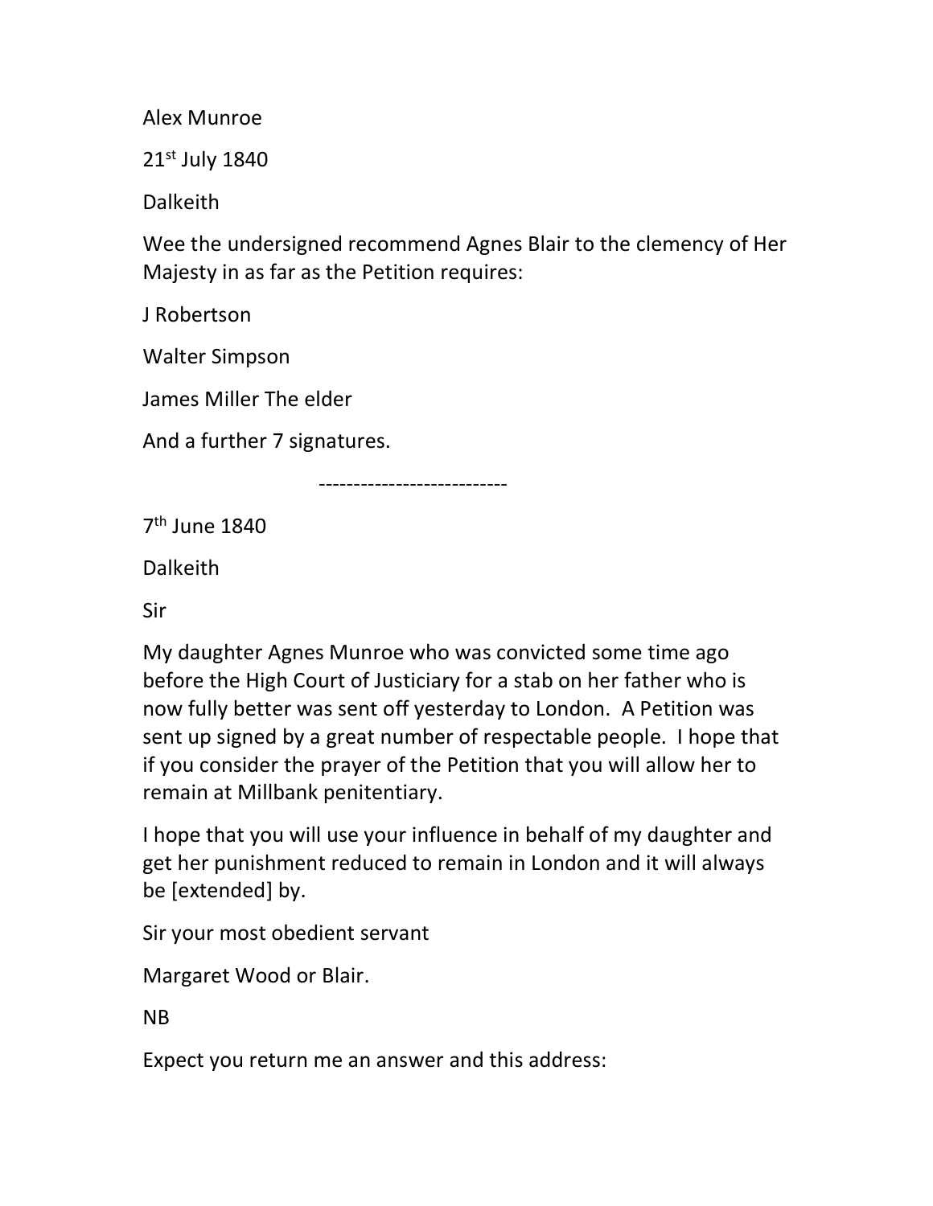Alex Munroe

21st July 1840

Dalkeith

Wee the undersigned recommend Agnes Blair to the clemency of Her Majesty in as far as the Petition requires:

J Robertson

Walter Simpson

James Miller The elder

And a further 7 signatures.

---------------------------

7th June 1840

Dalkeith

Sir

My daughter Agnes Munroe who was convicted some time ago before the High Court of Justiciary for a stab on her father who is now fully better was sent off yesterday to London. A Petition was sent up signed by a great number of respectable people. I hope that if you consider the prayer of the Petition that you will allow her to remain at Millbank penitentiary.

I hope that you will use your influence in behalf of my daughter and get her punishment reduced to remain in London and it will always be [extended] by.

Sir your most obedient servant

Margaret Wood or Blair.

NB

Expect you return me an answer and this address: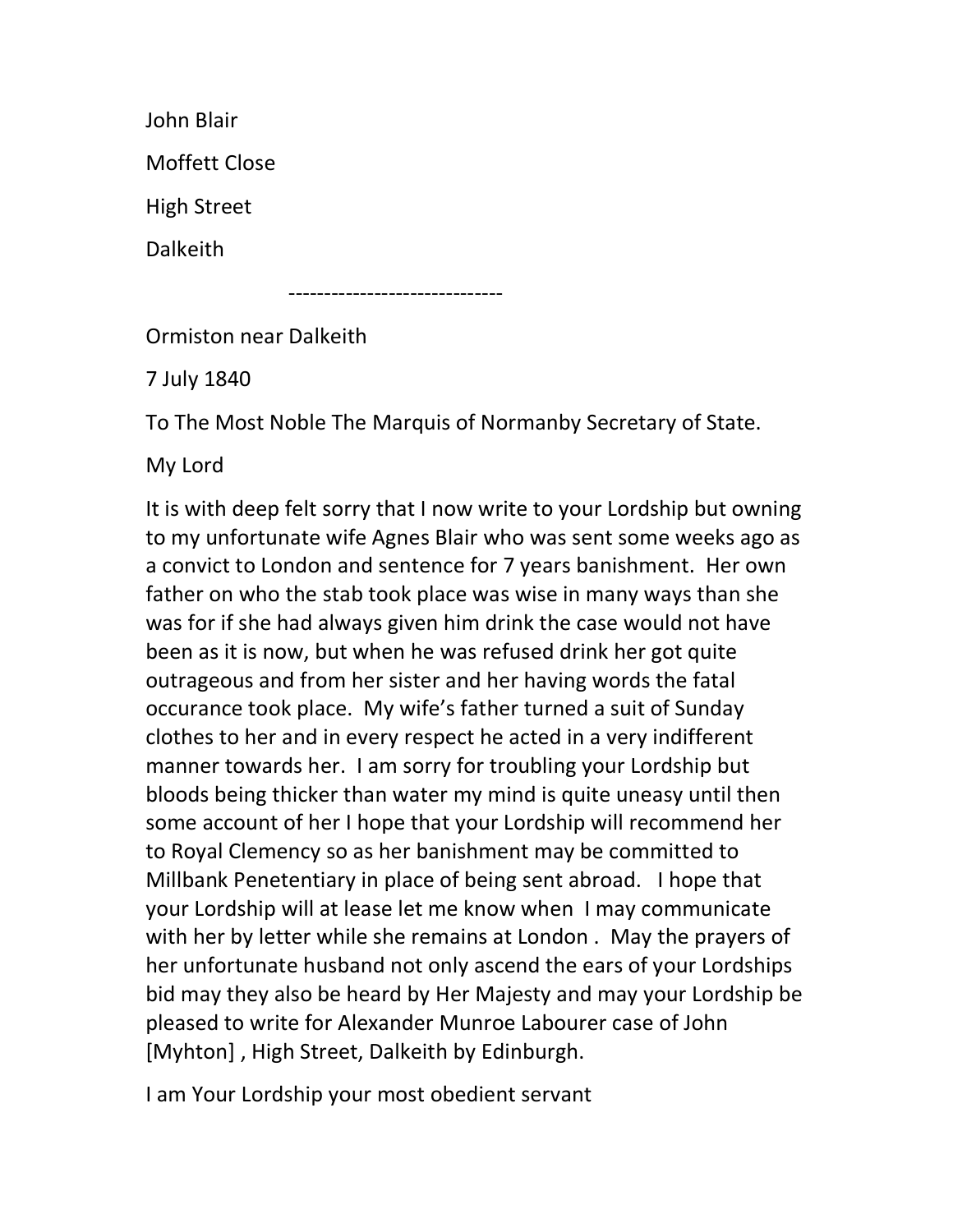John Blair

Moffett Close

High Street

Dalkeith

------------------------------

Ormiston near Dalkeith

7 July 1840

To The Most Noble The Marquis of Normanby Secretary of State.

My Lord

It is with deep felt sorry that I now write to your Lordship but owning to my unfortunate wife Agnes Blair who was sent some weeks ago as a convict to London and sentence for 7 years banishment. Her own father on who the stab took place was wise in many ways than she was for if she had always given him drink the case would not have been as it is now, but when he was refused drink her got quite outrageous and from her sister and her having words the fatal occurance took place. My wife's father turned a suit of Sunday clothes to her and in every respect he acted in a very indifferent manner towards her. I am sorry for troubling your Lordship but bloods being thicker than water my mind is quite uneasy until then some account of her I hope that your Lordship will recommend her to Royal Clemency so as her banishment may be committed to Millbank Penetentiary in place of being sent abroad. I hope that your Lordship will at lease let me know when I may communicate with her by letter while she remains at London . May the prayers of her unfortunate husband not only ascend the ears of your Lordships bid may they also be heard by Her Majesty and may your Lordship be pleased to write for Alexander Munroe Labourer case of John [Myhton] , High Street, Dalkeith by Edinburgh.

I am Your Lordship your most obedient servant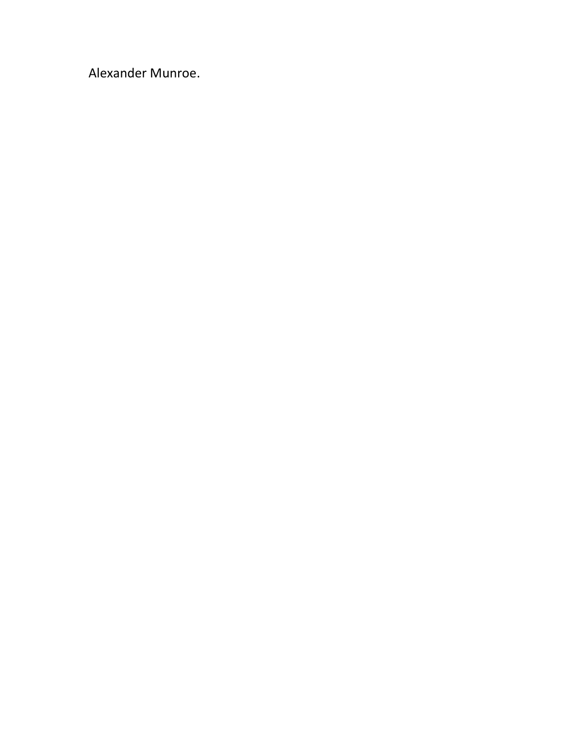Alexander Munroe.